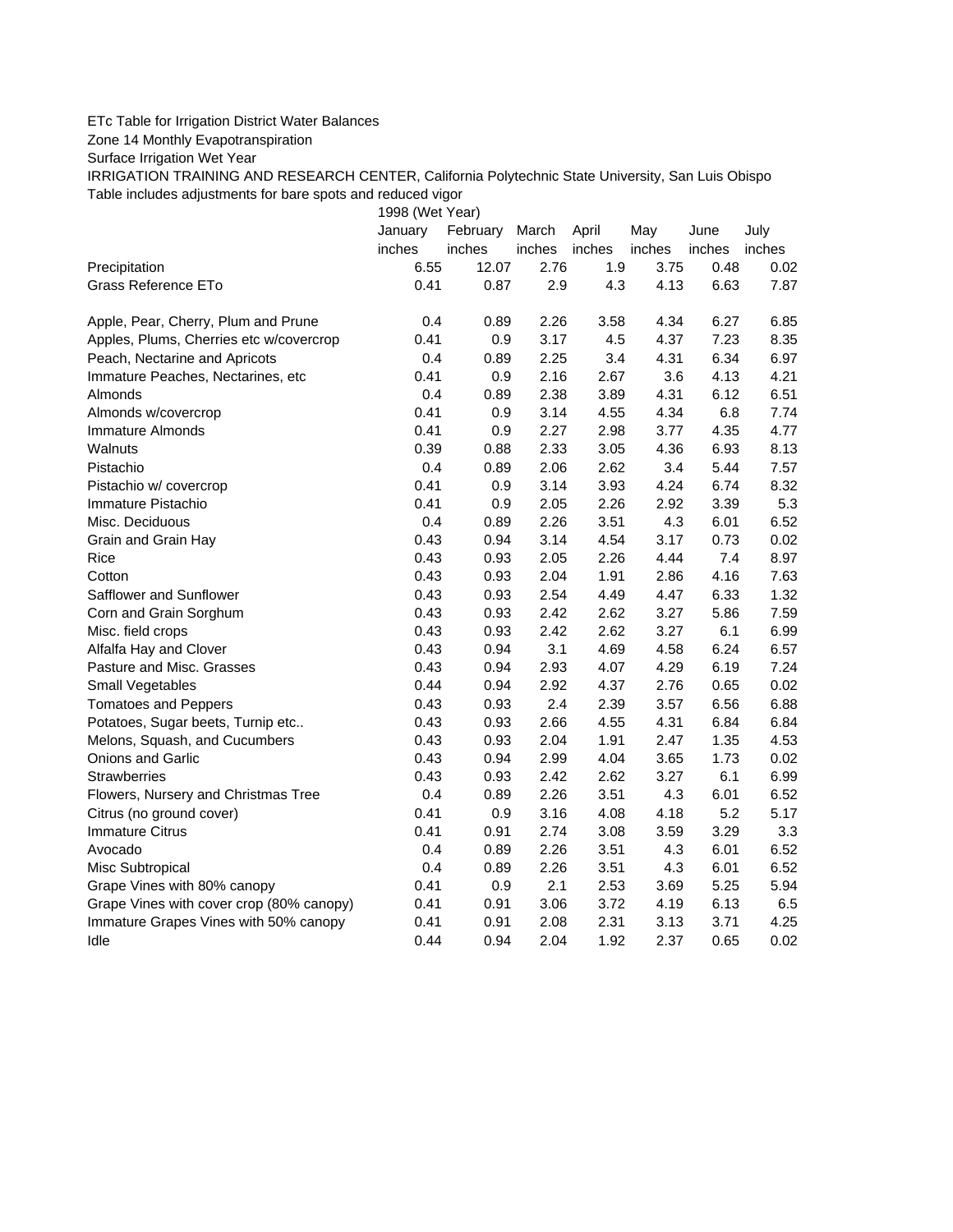ETc Table for Irrigation District Water Balances

Zone 14 Monthly Evapotranspiration

Surface Irrigation Wet Year

IRRIGATION TRAINING AND RESEARCH CENTER, California Polytechnic State University, San Luis Obispo

Table includes adjustments for bare spots and reduced vigor

| | 1998 (Wet Year) | | | | | | |
|---|---|---|---|---|---|---|---|
| | January | February | March | April | May | June | July |
| | inches | inches | inches | inches | inches | inches | inches |
| Precipitation | 6.55 | 12.07 | 2.76 | 1.9 | 3.75 | 0.48 | 0.02 |
| Grass Reference ETo | 0.41 | 0.87 | 2.9 | 4.3 | 4.13 | 6.63 | 7.87 |
| | | | | | | | |
| Apple, Pear, Cherry, Plum and Prune | 0.4 | 0.89 | 2.26 | 3.58 | 4.34 | 6.27 | 6.85 |
| Apples, Plums, Cherries etc w/covercrop | 0.41 | 0.9 | 3.17 | 4.5 | 4.37 | 7.23 | 8.35 |
| Peach, Nectarine and Apricots | 0.4 | 0.89 | 2.25 | 3.4 | 4.31 | 6.34 | 6.97 |
| Immature Peaches, Nectarines, etc | 0.41 | 0.9 | 2.16 | 2.67 | 3.6 | 4.13 | 4.21 |
| Almonds | 0.4 | 0.89 | 2.38 | 3.89 | 4.31 | 6.12 | 6.51 |
| Almonds w/covercrop | 0.41 | 0.9 | 3.14 | 4.55 | 4.34 | 6.8 | 7.74 |
| Immature Almonds | 0.41 | 0.9 | 2.27 | 2.98 | 3.77 | 4.35 | 4.77 |
| Walnuts | 0.39 | 0.88 | 2.33 | 3.05 | 4.36 | 6.93 | 8.13 |
| Pistachio | 0.4 | 0.89 | 2.06 | 2.62 | 3.4 | 5.44 | 7.57 |
| Pistachio w/ covercrop | 0.41 | 0.9 | 3.14 | 3.93 | 4.24 | 6.74 | 8.32 |
| Immature Pistachio | 0.41 | 0.9 | 2.05 | 2.26 | 2.92 | 3.39 | 5.3 |
| Misc. Deciduous | 0.4 | 0.89 | 2.26 | 3.51 | 4.3 | 6.01 | 6.52 |
| Grain and Grain Hay | 0.43 | 0.94 | 3.14 | 4.54 | 3.17 | 0.73 | 0.02 |
| Rice | 0.43 | 0.93 | 2.05 | 2.26 | 4.44 | 7.4 | 8.97 |
| Cotton | 0.43 | 0.93 | 2.04 | 1.91 | 2.86 | 4.16 | 7.63 |
| Safflower and Sunflower | 0.43 | 0.93 | 2.54 | 4.49 | 4.47 | 6.33 | 1.32 |
| Corn and Grain Sorghum | 0.43 | 0.93 | 2.42 | 2.62 | 3.27 | 5.86 | 7.59 |
| Misc. field crops | 0.43 | 0.93 | 2.42 | 2.62 | 3.27 | 6.1 | 6.99 |
| Alfalfa Hay and Clover | 0.43 | 0.94 | 3.1 | 4.69 | 4.58 | 6.24 | 6.57 |
| Pasture and Misc. Grasses | 0.43 | 0.94 | 2.93 | 4.07 | 4.29 | 6.19 | 7.24 |
| Small Vegetables | 0.44 | 0.94 | 2.92 | 4.37 | 2.76 | 0.65 | 0.02 |
| Tomatoes and Peppers | 0.43 | 0.93 | 2.4 | 2.39 | 3.57 | 6.56 | 6.88 |
| Potatoes, Sugar beets, Turnip etc.. | 0.43 | 0.93 | 2.66 | 4.55 | 4.31 | 6.84 | 6.84 |
| Melons, Squash, and Cucumbers | 0.43 | 0.93 | 2.04 | 1.91 | 2.47 | 1.35 | 4.53 |
| Onions and Garlic | 0.43 | 0.94 | 2.99 | 4.04 | 3.65 | 1.73 | 0.02 |
| Strawberries | 0.43 | 0.93 | 2.42 | 2.62 | 3.27 | 6.1 | 6.99 |
| Flowers, Nursery and Christmas Tree | 0.4 | 0.89 | 2.26 | 3.51 | 4.3 | 6.01 | 6.52 |
| Citrus (no ground cover) | 0.41 | 0.9 | 3.16 | 4.08 | 4.18 | 5.2 | 5.17 |
| Immature Citrus | 0.41 | 0.91 | 2.74 | 3.08 | 3.59 | 3.29 | 3.3 |
| Avocado | 0.4 | 0.89 | 2.26 | 3.51 | 4.3 | 6.01 | 6.52 |
| Misc Subtropical | 0.4 | 0.89 | 2.26 | 3.51 | 4.3 | 6.01 | 6.52 |
| Grape Vines with 80% canopy | 0.41 | 0.9 | 2.1 | 2.53 | 3.69 | 5.25 | 5.94 |
| Grape Vines with cover crop (80% canopy) | 0.41 | 0.91 | 3.06 | 3.72 | 4.19 | 6.13 | 6.5 |
| Immature Grapes Vines with 50% canopy | 0.41 | 0.91 | 2.08 | 2.31 | 3.13 | 3.71 | 4.25 |
| Idle | 0.44 | 0.94 | 2.04 | 1.92 | 2.37 | 0.65 | 0.02 |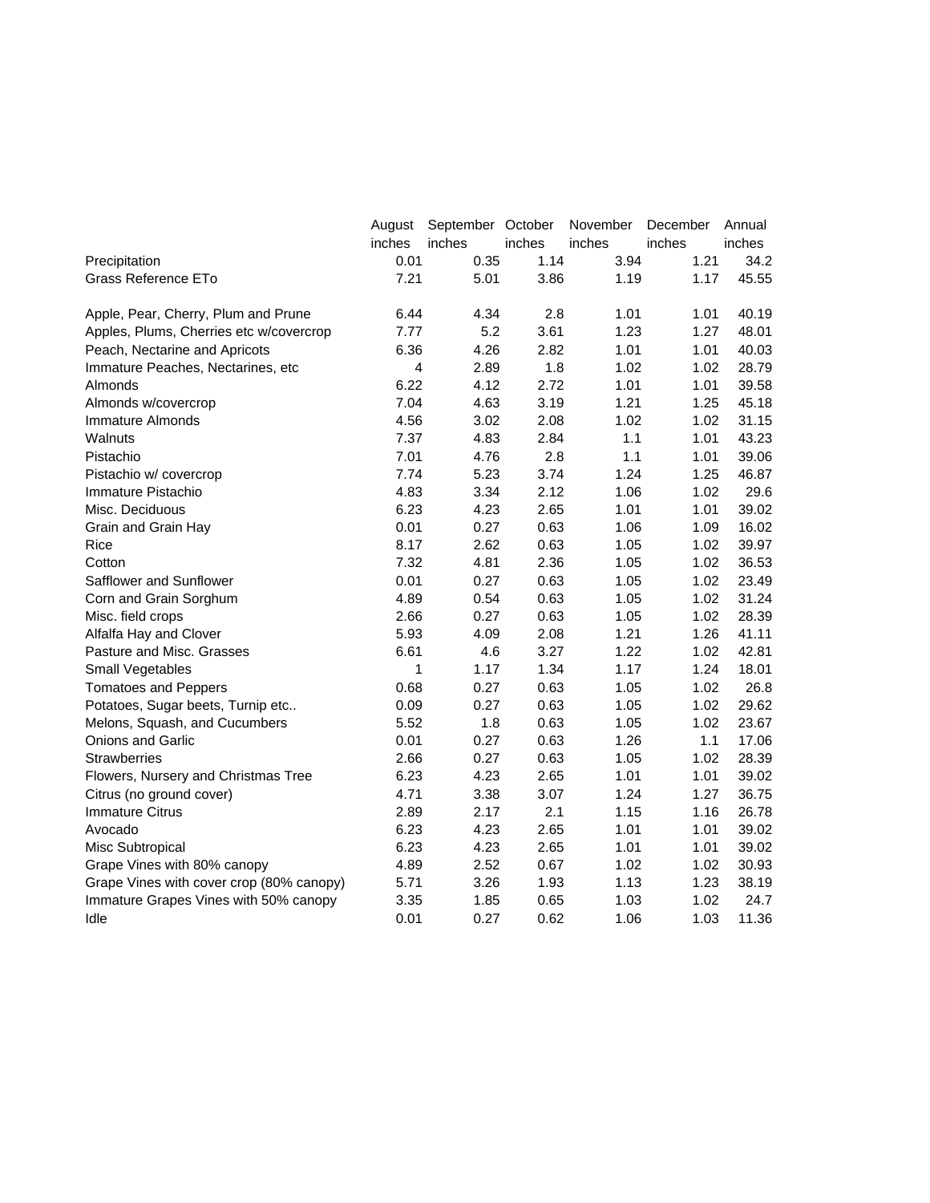| | August inches | September inches | October inches | November inches | December inches | Annual inches |
|---|---|---|---|---|---|---|
| Precipitation | 0.01 | 0.35 | 1.14 | 3.94 | 1.21 | 34.2 |
| Grass Reference ETo | 7.21 | 5.01 | 3.86 | 1.19 | 1.17 | 45.55 |
| | | | | | | |
| Apple, Pear, Cherry, Plum and Prune | 6.44 | 4.34 | 2.8 | 1.01 | 1.01 | 40.19 |
| Apples, Plums, Cherries etc w/covercrop | 7.77 | 5.2 | 3.61 | 1.23 | 1.27 | 48.01 |
| Peach, Nectarine and Apricots | 6.36 | 4.26 | 2.82 | 1.01 | 1.01 | 40.03 |
| Immature Peaches, Nectarines, etc | 4 | 2.89 | 1.8 | 1.02 | 1.02 | 28.79 |
| Almonds | 6.22 | 4.12 | 2.72 | 1.01 | 1.01 | 39.58 |
| Almonds w/covercrop | 7.04 | 4.63 | 3.19 | 1.21 | 1.25 | 45.18 |
| Immature Almonds | 4.56 | 3.02 | 2.08 | 1.02 | 1.02 | 31.15 |
| Walnuts | 7.37 | 4.83 | 2.84 | 1.1 | 1.01 | 43.23 |
| Pistachio | 7.01 | 4.76 | 2.8 | 1.1 | 1.01 | 39.06 |
| Pistachio w/ covercrop | 7.74 | 5.23 | 3.74 | 1.24 | 1.25 | 46.87 |
| Immature Pistachio | 4.83 | 3.34 | 2.12 | 1.06 | 1.02 | 29.6 |
| Misc. Deciduous | 6.23 | 4.23 | 2.65 | 1.01 | 1.01 | 39.02 |
| Grain and Grain Hay | 0.01 | 0.27 | 0.63 | 1.06 | 1.09 | 16.02 |
| Rice | 8.17 | 2.62 | 0.63 | 1.05 | 1.02 | 39.97 |
| Cotton | 7.32 | 4.81 | 2.36 | 1.05 | 1.02 | 36.53 |
| Safflower and Sunflower | 0.01 | 0.27 | 0.63 | 1.05 | 1.02 | 23.49 |
| Corn and Grain Sorghum | 4.89 | 0.54 | 0.63 | 1.05 | 1.02 | 31.24 |
| Misc. field crops | 2.66 | 0.27 | 0.63 | 1.05 | 1.02 | 28.39 |
| Alfalfa Hay and Clover | 5.93 | 4.09 | 2.08 | 1.21 | 1.26 | 41.11 |
| Pasture and Misc. Grasses | 6.61 | 4.6 | 3.27 | 1.22 | 1.02 | 42.81 |
| Small Vegetables | 1 | 1.17 | 1.34 | 1.17 | 1.24 | 18.01 |
| Tomatoes and Peppers | 0.68 | 0.27 | 0.63 | 1.05 | 1.02 | 26.8 |
| Potatoes, Sugar beets, Turnip etc.. | 0.09 | 0.27 | 0.63 | 1.05 | 1.02 | 29.62 |
| Melons, Squash, and Cucumbers | 5.52 | 1.8 | 0.63 | 1.05 | 1.02 | 23.67 |
| Onions and Garlic | 0.01 | 0.27 | 0.63 | 1.26 | 1.1 | 17.06 |
| Strawberries | 2.66 | 0.27 | 0.63 | 1.05 | 1.02 | 28.39 |
| Flowers, Nursery and Christmas Tree | 6.23 | 4.23 | 2.65 | 1.01 | 1.01 | 39.02 |
| Citrus (no ground cover) | 4.71 | 3.38 | 3.07 | 1.24 | 1.27 | 36.75 |
| Immature Citrus | 2.89 | 2.17 | 2.1 | 1.15 | 1.16 | 26.78 |
| Avocado | 6.23 | 4.23 | 2.65 | 1.01 | 1.01 | 39.02 |
| Misc Subtropical | 6.23 | 4.23 | 2.65 | 1.01 | 1.01 | 39.02 |
| Grape Vines with 80% canopy | 4.89 | 2.52 | 0.67 | 1.02 | 1.02 | 30.93 |
| Grape Vines with cover crop (80% canopy) | 5.71 | 3.26 | 1.93 | 1.13 | 1.23 | 38.19 |
| Immature Grapes Vines with 50% canopy | 3.35 | 1.85 | 0.65 | 1.03 | 1.02 | 24.7 |
| Idle | 0.01 | 0.27 | 0.62 | 1.06 | 1.03 | 11.36 |